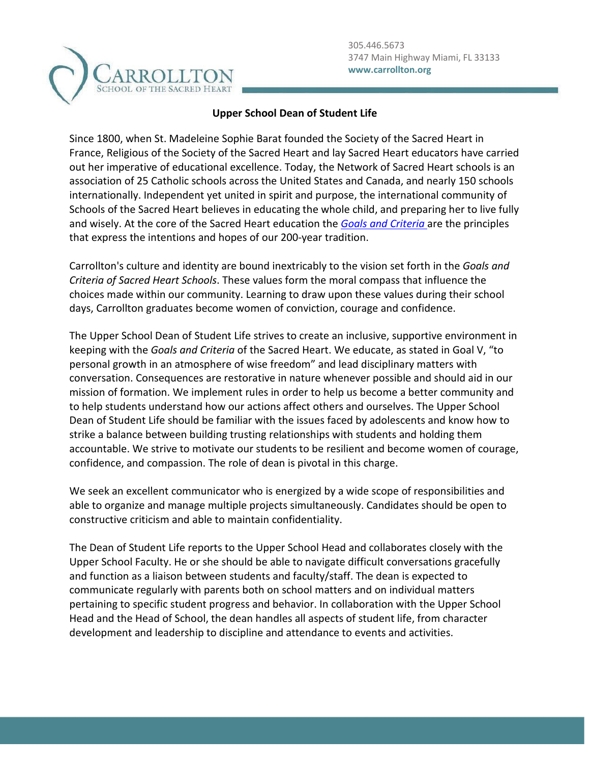305.446.5673
3747 Main Highway Miami, FL 33133
**www.carrollton.org**

# Upper School Dean of Student Life

Since 1800, when St. Madeleine Sophie Barat founded the Society of the Sacred Heart in France, Religious of the Society of the Sacred Heart and lay Sacred Heart educators have carried out her imperative of educational excellence. Today, the Network of Sacred Heart schools is an association of 25 Catholic schools across the United States and Canada, and nearly 150 schools internationally. Independent yet united in spirit and purpose, the international community of Schools of the Sacred Heart believes in educating the whole child, and preparing her to live fully and wisely. At the core of the Sacred Heart education the *Goals and Criteria* are the principles that express the intentions and hopes of our 200-year tradition.

Carrollton's culture and identity are bound inextricably to the vision set forth in the *Goals and Criteria of Sacred Heart Schools*. These values form the moral compass that influence the choices made within our community. Learning to draw upon these values during their school days, Carrollton graduates become women of conviction, courage and confidence.

The Upper School Dean of Student Life strives to create an inclusive, supportive environment in keeping with the *Goals and Criteria* of the Sacred Heart. We educate, as stated in Goal V, "to personal growth in an atmosphere of wise freedom" and lead disciplinary matters with conversation. Consequences are restorative in nature whenever possible and should aid in our mission of formation. We implement rules in order to help us become a better community and to help students understand how our actions affect others and ourselves. The Upper School Dean of Student Life should be familiar with the issues faced by adolescents and know how to strike a balance between building trusting relationships with students and holding them accountable. We strive to motivate our students to be resilient and become women of courage, confidence, and compassion. The role of dean is pivotal in this charge.

We seek an excellent communicator who is energized by a wide scope of responsibilities and able to organize and manage multiple projects simultaneously. Candidates should be open to constructive criticism and able to maintain confidentiality.

The Dean of Student Life reports to the Upper School Head and collaborates closely with the Upper School Faculty. He or she should be able to navigate difficult conversations gracefully and function as a liaison between students and faculty/staff. The dean is expected to communicate regularly with parents both on school matters and on individual matters pertaining to specific student progress and behavior. In collaboration with the Upper School Head and the Head of School, the dean handles all aspects of student life, from character development and leadership to discipline and attendance to events and activities.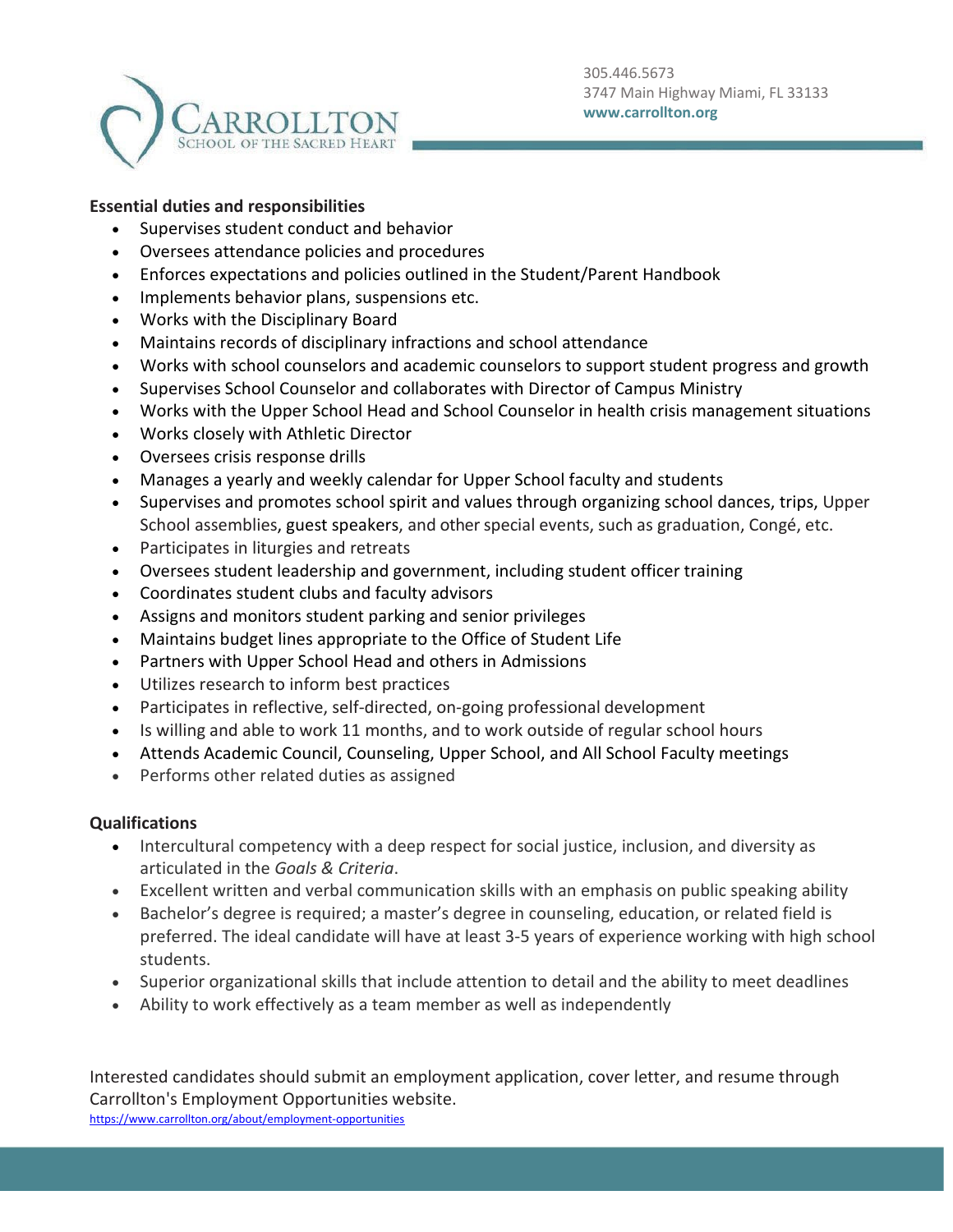**Essential duties and responsibilities**

- Supervises student conduct and behavior
- Oversees attendance policies and procedures
- Enforces expectations and policies outlined in the Student/Parent Handbook
- Implements behavior plans, suspensions etc.
- Works with the Disciplinary Board
- Maintains records of disciplinary infractions and school attendance
- Works with school counselors and academic counselors to support student progress and growth
- Supervises School Counselor and collaborates with Director of Campus Ministry
- Works with the Upper School Head and School Counselor in health crisis management situations
- Works closely with Athletic Director
- Oversees crisis response drills
- Manages a yearly and weekly calendar for Upper School faculty and students
- Supervises and promotes school spirit and values through organizing school dances, trips, Upper School assemblies, guest speakers, and other special events, such as graduation, Congé, etc.
- Participates in liturgies and retreats
- Oversees student leadership and government, including student officer training
- Coordinates student clubs and faculty advisors
- Assigns and monitors student parking and senior privileges
- Maintains budget lines appropriate to the Office of Student Life
- Partners with Upper School Head and others in Admissions
- Utilizes research to inform best practices
- Participates in reflective, self-directed, on-going professional development
- Is willing and able to work 11 months, and to work outside of regular school hours
- Attends Academic Council, Counseling, Upper School, and All School Faculty meetings
- Performs other related duties as assigned

**Qualifications**

- Intercultural competency with a deep respect for social justice, inclusion, and diversity as articulated in the *Goals & Criteria*.
- Excellent written and verbal communication skills with an emphasis on public speaking ability
- Bachelor's degree is required; a master's degree in counseling, education, or related field is preferred. The ideal candidate will have at least 3-5 years of experience working with high school students.
- Superior organizational skills that include attention to detail and the ability to meet deadlines
- Ability to work effectively as a team member as well as independently

Interested candidates should submit an employment application, cover letter, and resume through Carrollton's Employment Opportunities website.
https://www.carrollton.org/about/employment-opportunities